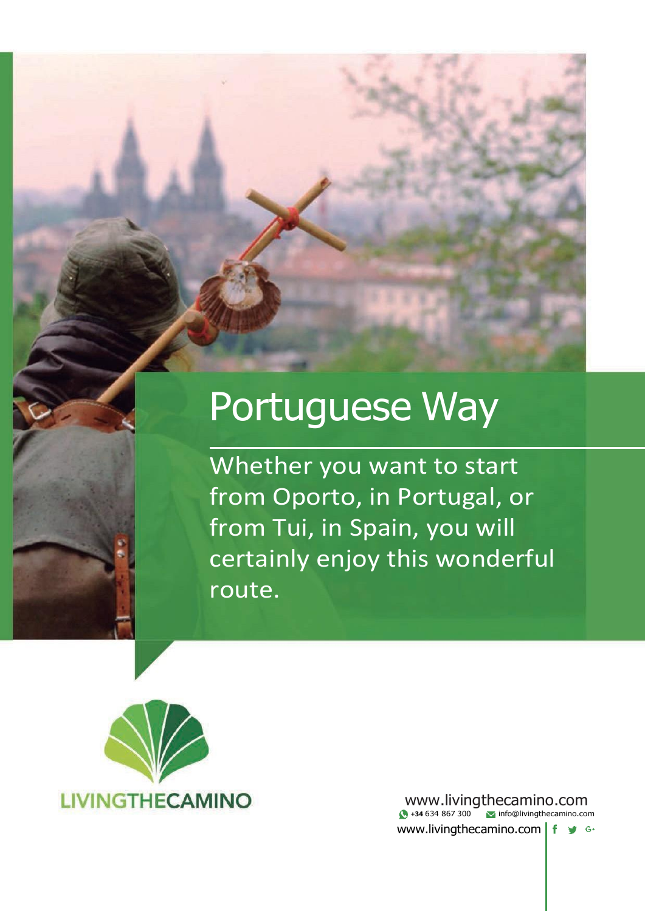# Portuguese Way

Whether you want to start from Oporto, in Portugal, or from Tui, in Spain, you will certainly enjoy this wonderful route.

LIVINGTHECAMINO

www.livingthecamino.com

+34 634 867 300 info@livingthecamino.com

www.livingthecamino.com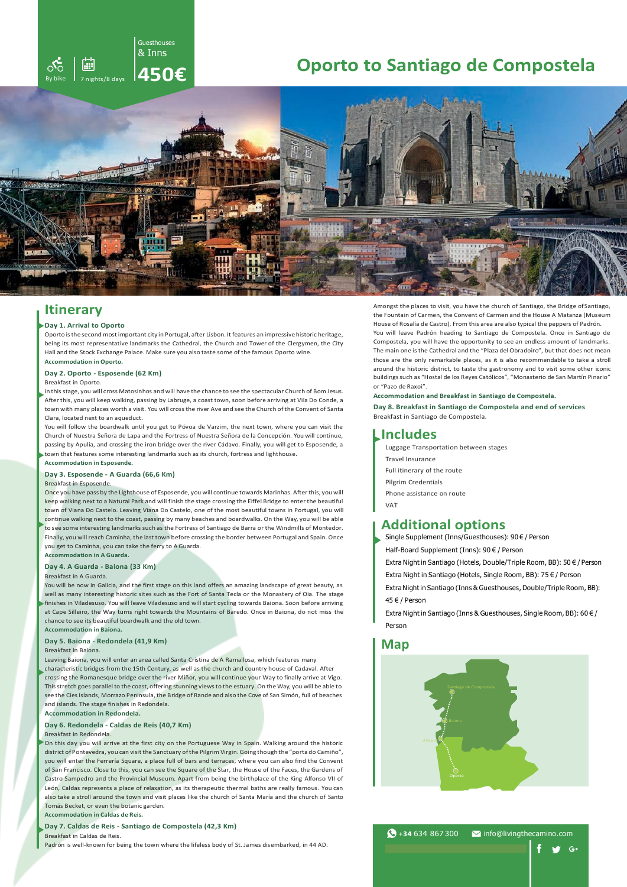By bike | 7 nights/8 days | Guesthouses & Inns **450€**

# Oporto to Santiago de Compostela

## Itinerary

**Day 1. Arrival to Oporto**

Oporto is the second most important city in Portugal, after Lisbon. It features an impressive historic heritage, being its most representative landmarks the Cathedral, the Church and Tower of the Clergymen, the City Hall and the Stock Exchange Palace. Make sure you also taste some of the famous Oporto wine.

**Accommodation in Oporto.**

**Day 2. Oporto - Esposende (62 Km)**

Breakfast in Oporto.

In this stage, you will cross Matosinhos and will have the chance to see the spectacular Church of Bom Jesus. After this, you will keep walking, passing by Labruge, a coast town, soon before arriving at Vila Do Conde, a town with many places worth a visit. You will cross the river Ave and see the Church of the Convent of Santa Clara, located next to an aqueduct.

You will follow the boardwalk until you get to Póvoa de Varzim, the next town, where you can visit the Church of Nuestra Señora de Lapa and the Fortress of Nuestra Señora de la Concepción. You will continue, passing by Apulia, and crossing the iron bridge over the river Cádavo. Finally, you will get to Esposende, a town that features some interesting landmarks such as its church, fortress and lighthouse.

**Accommodation in Esposende.**

**Day 3. Esposende - A Guarda (66,6 Km)**

Breakfast in Esposende.

Once you have pass by the Lighthouse of Esposende, you will continue towards Marinhas. After this, you will keep walking next to a Natural Park and will finish the stage crossing the Eiffel Bridge to enter the beautiful town of Viana Do Castelo. Leaving Viana Do Castelo, one of the most beautiful towns in Portugal, you will continue walking next to the coast, passing by many beaches and boardwalks. On the Way, you will be able to see some interesting landmarks such as the Fortress of Santiago de Barra or the Windmills of Montedor. Finally, you will reach Caminha, the last town before crossing the border between Portugal and Spain. Once you get to Caminha, you can take the ferry to A Guarda.

**Accommodation in A Guarda.**

**Day 4. A Guarda - Baiona (33 Km)**

Breakfast in A Guarda.

You will be now in Galicia, and the first stage on this land offers an amazing landscape of great beauty, as well as many interesting historic sites such as the Fort of Santa Tecla or the Monastery of Oia. The stage finishes in Viladesuso. You will leave Viladesuso and will start cycling towards Baiona. Soon before arriving at Cape Silleiro, the Way turns right towards the Mountains of Baredo. Once in Baiona, do not miss the chance to see its beautiful boardwalk and the old town.

**Accommodation in Baiona.**

**Day 5. Baiona - Redondela (41,9 Km)**

Breakfast in Baiona.

Leaving Baiona, you will enter an area called Santa Cristina de A Ramallosa, which features many characteristic bridges from the 15th Century, as well as the church and country house of Cadaval. After crossing the Romanesque bridge over the river Miñor, you will continue your Way to finally arrive at Vigo. This stretch goes parallel to the coast, offering stunning views to the estuary. On the Way, you will be able to see the Cíes Islands, Morrazo Peninsula, the Bridge of Rande and also the Cove of San Simón, full of beaches and islands. The stage finishes in Redondela.

**Accommodation in Redondela.**

**Day 6. Redondela - Caldas de Reis (40,7 Km)**

Breakfast in Redondela.

On this day you will arrive at the first city on the Portuguese Way in Spain. Walking around the historic district of Pontevedra, you can visit the Sanctuary of the Pilgrim Virgin. Going though the "porta do Camiño", you will enter the Ferrería Square, a place full of bars and terraces, where you can also find the Convent of San Francisco. Close to this, you can see the Square of the Star, the House of the Faces, the Gardens of Castro Sampedro and the Provincial Museum. Apart from being the birthplace of the King Alfonso VII of León, Caldas represents a place of relaxation, as its therapeutic thermal baths are really famous. You can also take a stroll around the town and visit places like the church of Santa María and the church of Santo Tomás Becket, or even the botanic garden.

**Accommodation in Caldas de Reis.**

**Day 7. Caldas de Reis - Santiago de Compostela (42,3 Km)**

Breakfast in Caldas de Reis.

Padrón is well-known for being the town where the lifeless body of St. James disembarked, in 44 AD. Amongst the places to visit, you have the church of Santiago, the Bridge of Santiago, the Fountain of Carmen, the Convent of Carmen and the House A Matanza (Museum House of Rosalía de Castro). From this area are also typical the peppers of Padrón.

You will leave Padrón heading to Santiago de Compostela. Once in Santiago de Compostela, you will have the opportunity to see an endless amount of landmarks. The main one is the Cathedral and the "Plaza del Obradoiro", but that does not mean those are the only remarkable places, as it is also recommendable to take a stroll around the historic district, to taste the gastronomy and to visit some other iconic buildings such as "Hostal de los Reyes Católicos", "Monasterio de San Martín Pinario" or "Pazo de Raxoi".

**Accommodation and Breakfast in Santiago de Compostela.**

**Day 8. Breakfast in Santiago de Compostela and end of services**

Breakfast in Santiago de Compostela.

## Includes

- Luggage Transportation between stages
- Travel Insurance
- Full itinerary of the route
- Pilgrim Credentials
- Phone assistance on route
- VAT

## Additional options

- Single Supplement (Inns/Guesthouses): 90 € / Person
- Half-Board Supplement (Inns): 90 € / Person
- Extra Night in Santiago (Hotels, Double/Triple Room, BB): 50 € / Person
- Extra Night in Santiago (Hotels, Single Room, BB): 75 € / Person
- Extra Night in Santiago (Inns & Guesthouses, Double/Triple Room, BB): 45 € / Person
- Extra Night in Santiago (Inns & Guesthouses, Single Room, BB): 60 € / Person

## Map

Santiago de Compostela
Baiona
A Guarda
Oporto

+34 634 867 300 | info@livingthecamino.com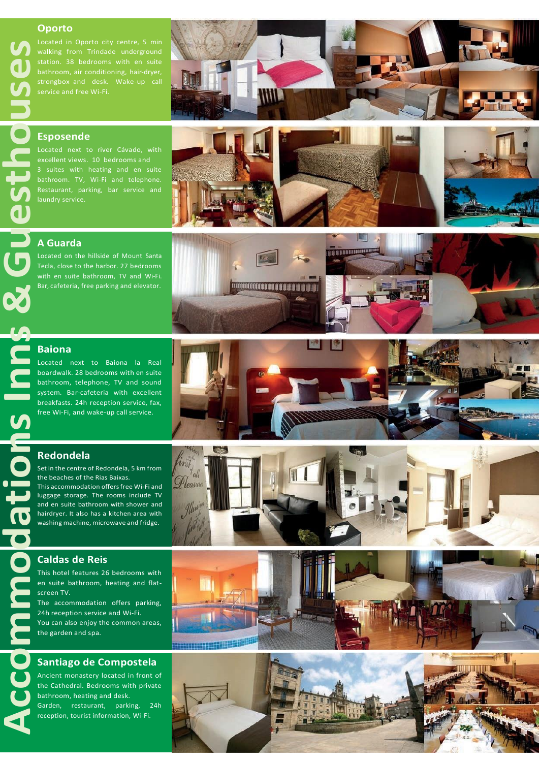# Accommodations Inns & Guesthouses

## Oporto

Located in Oporto city centre, 5 min walking from Trindade underground station. 38 bedrooms with en suite bathroom, air conditioning, hair-dryer, strongbox and desk. Wake-up call service and free Wi-Fi.

## Esposende

Located next to river Cávado, with excellent views. 10 bedrooms and 3 suites with heating and en suite bathroom. TV, Wi-Fi and telephone. Restaurant, parking, bar service and laundry service.

## A Guarda

Located on the hillside of Mount Santa Tecla, close to the harbor. 27 bedrooms with en suite bathroom, TV and Wi-Fi. Bar, cafeteria, free parking and elevator.

## Baiona

Located next to Baiona la Real boardwalk. 28 bedrooms with en suite bathroom, telephone, TV and sound system. Bar-cafeteria with excellent breakfasts. 24h reception service, fax, free Wi-Fi, and wake-up call service.

## Redondela

Set in the centre of Redondela, 5 km from the beaches of the Rias Baixas.
This accommodation offers free Wi-Fi and luggage storage. The rooms include TV and en suite bathroom with shower and hairdryer. It also has a kitchen area with washing machine, microwave and fridge.

## Caldas de Reis

This hotel features 26 bedrooms with en suite bathroom, heating and flat-screen TV.
The accommodation offers parking, 24h reception service and Wi-Fi.
You can also enjoy the common areas, the garden and spa.

## Santiago de Compostela

Ancient monastery located in front of the Cathedral. Bedrooms with private bathroom, heating and desk.
Garden, restaurant, parking, 24h reception, tourist information, Wi-Fi.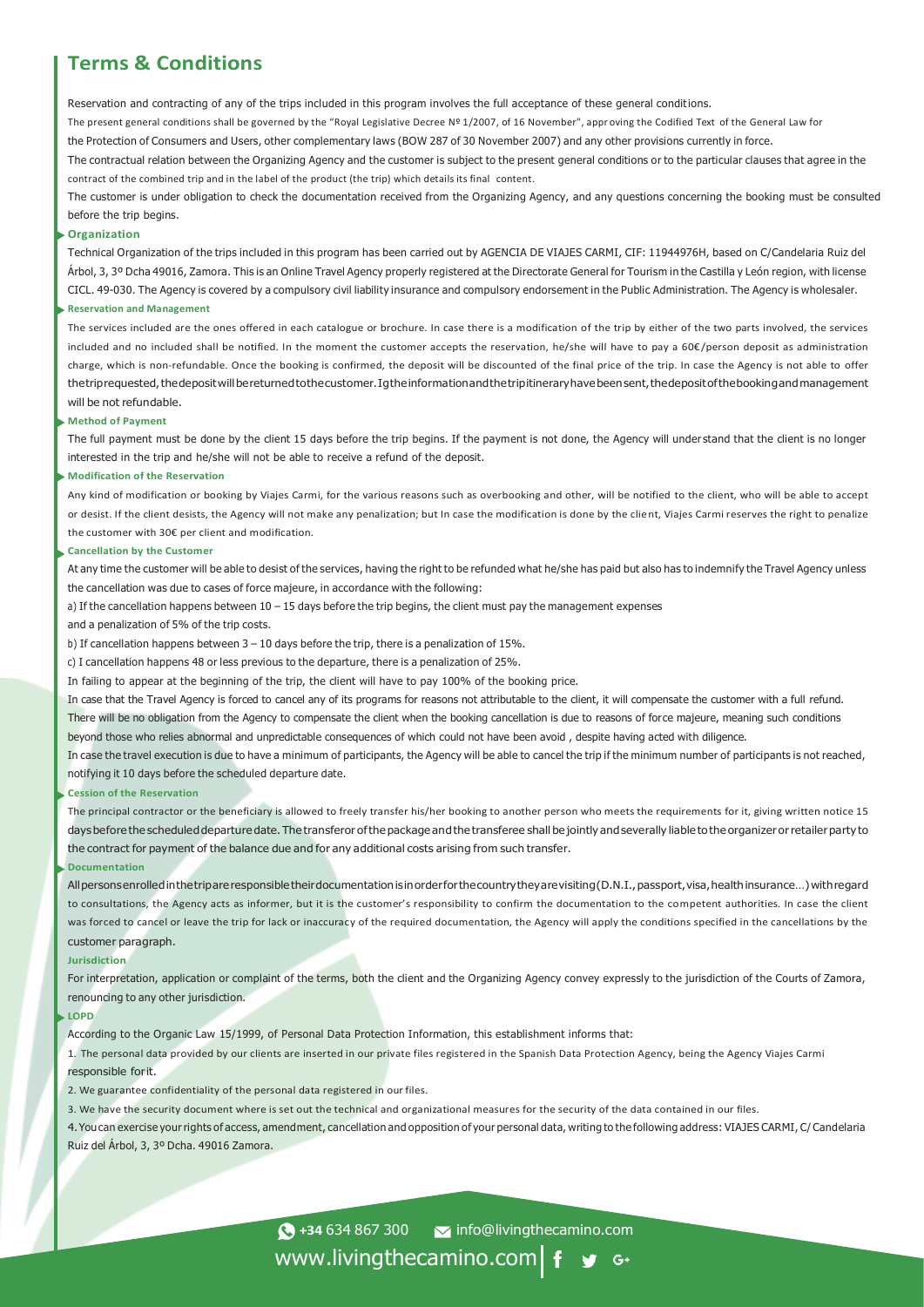## Terms & Conditions

Reservation and contracting of any of the trips included in this program involves the full acceptance of these general conditions.

The present general conditions shall be governed by the "Royal Legislative Decree Nº 1/2007, of 16 November", approving the Codified Text of the General Law for the Protection of Consumers and Users, other complementary laws (BOW 287 of 30 November 2007) and any other provisions currently in force.

The contractual relation between the Organizing Agency and the customer is subject to the present general conditions or to the particular clauses that agree in the contract of the combined trip and in the label of the product (the trip) which details its final content.

The customer is under obligation to check the documentation received from the Organizing Agency, and any questions concerning the booking must be consulted before the trip begins.

### Organization

Technical Organization of the trips included in this program has been carried out by AGENCIA DE VIAJES CARMI, CIF: 11944976H, based on C/Candelaria Ruiz del Árbol, 3, 3º Dcha 49016, Zamora. This is an Online Travel Agency properly registered at the Directorate General for Tourism in the Castilla y León region, with license CICL. 49-030. The Agency is covered by a compulsory civil liability insurance and compulsory endorsement in the Public Administration. The Agency is wholesaler.

### Reservation and Management

The services included are the ones offered in each catalogue or brochure. In case there is a modification of the trip by either of the two parts involved, the services included and no included shall be notified. In the moment the customer accepts the reservation, he/she will have to pay a 60€/person deposit as administration charge, which is non-refundable. Once the booking is confirmed, the deposit will be discounted of the final price of the trip. In case the Agency is not able to offer the trip requested, the deposit will be returned to the customer. Ig the information and the trip itinerary have been sent, the deposit of the booking and management will be not refundable.

### Method of Payment

The full payment must be done by the client 15 days before the trip begins. If the payment is not done, the Agency will understand that the client is no longer interested in the trip and he/she will not be able to receive a refund of the deposit.

### Modification of the Reservation

Any kind of modification or booking by Viajes Carmi, for the various reasons such as overbooking and other, will be notified to the client, who will be able to accept or desist. If the client desists, the Agency will not make any penalization; but In case the modification is done by the client, Viajes Carmi reserves the right to penalize the customer with 30€ per client and modification.

### Cancellation by the Customer

At any time the customer will be able to desist of the services, having the right to be refunded what he/she has paid but also has to indemnify the Travel Agency unless the cancellation was due to cases of force majeure, in accordance with the following:

a) If the cancellation happens between 10 – 15 days before the trip begins, the client must pay the management expenses and a penalization of 5% of the trip costs.

b) If cancellation happens between 3 – 10 days before the trip, there is a penalization of 15%.

c) I cancellation happens 48 or less previous to the departure, there is a penalization of 25%.

In failing to appear at the beginning of the trip, the client will have to pay 100% of the booking price.

In case that the Travel Agency is forced to cancel any of its programs for reasons not attributable to the client, it will compensate the customer with a full refund. There will be no obligation from the Agency to compensate the client when the booking cancellation is due to reasons of force majeure, meaning such conditions beyond those who relies abnormal and unpredictable consequences of which could not have been avoid , despite having acted with diligence.

In case the travel execution is due to have a minimum of participants, the Agency will be able to cancel the trip if the minimum number of participants is not reached, notifying it 10 days before the scheduled departure date.

### Cession of the Reservation

The principal contractor or the beneficiary is allowed to freely transfer his/her booking to another person who meets the requirements for it, giving written notice 15 days before the scheduled departure date. The transferor of the package and the transferee shall be jointly and severally liable to the organizer or retailer party to the contract for payment of the balance due and for any additional costs arising from such transfer.

### Documentation

All persons enrolled in the trip are responsible their documentation is in order for the country they are visiting (D.N.I., passport, visa, health insurance…) with regard to consultations, the Agency acts as informer, but it is the customer's responsibility to confirm the documentation to the competent authorities. In case the client was forced to cancel or leave the trip for lack or inaccuracy of the required documentation, the Agency will apply the conditions specified in the cancellations by the customer paragraph.

### Jurisdiction

For interpretation, application or complaint of the terms, both the client and the Organizing Agency convey expressly to the jurisdiction of the Courts of Zamora, renouncing to any other jurisdiction.

### LOPD

According to the Organic Law 15/1999, of Personal Data Protection Information, this establishment informs that:

1. The personal data provided by our clients are inserted in our private files registered in the Spanish Data Protection Agency, being the Agency Viajes Carmi responsible for it.
2. We guarantee confidentiality of the personal data registered in our files.
3. We have the security document where is set out the technical and organizational measures for the security of the data contained in our files.
4. You can exercise your rights of access, amendment, cancellation and opposition of your personal data, writing to the following address: VIAJES CARMI, C/ Candelaria Ruiz del Árbol, 3, 3º Dcha. 49016 Zamora.

+34 634 867 300 info@livingthecamino.com

www.livingthecamino.com